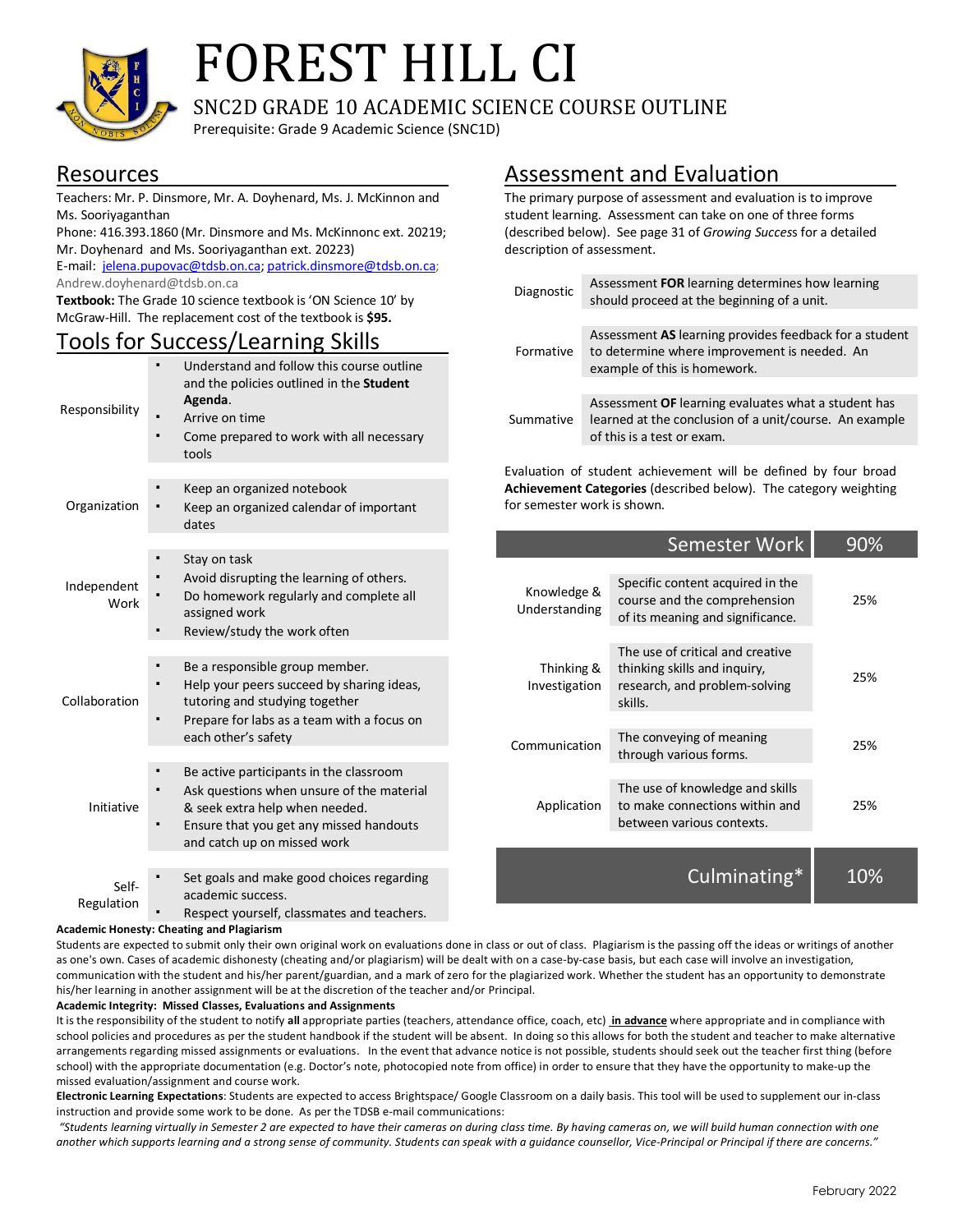# FOREST HILL CI

## SNC2D GRADE 10 ACADEMIC SCIENCE COURSE OUTLINE

Prerequisite: Grade 9 Academic Science (SNC1D)

## Resources

Teachers: Mr. P. Dinsmore, Mr. A. Doyhenard, Ms. J. McKinnon and Ms. Sooriyaganthan

Phone: 416.393.1860 (Mr. Dinsmore and Ms. McKinnonc ext. 20219; Mr. Doyhenard and Ms. Sooriyaganthan ext. 20223)

E-mail: jelena.pupovac@tdsb.on.ca; patrick.dinsmore@tdsb.on.ca; Andrew.doyhenard@tdsb.on.ca

**Textbook:** The Grade 10 science textbook is 'ON Science 10' by McGraw-Hill. The replacement cost of the textbook is **$95.**

## Tools for Success/Learning Skills

| | |
|---|---|
| Responsibility | ▪ Understand and follow this course outline and the policies outlined in the **Student Agenda**.<br>▪ Arrive on time<br>▪ Come prepared to work with all necessary tools |
| Organization | ▪ Keep an organized notebook<br>▪ Keep an organized calendar of important dates |
| Independent Work | ▪ Stay on task<br>▪ Avoid disrupting the learning of others.<br>▪ Do homework regularly and complete all assigned work<br>▪ Review/study the work often |
| Collaboration | ▪ Be a responsible group member.<br>▪ Help your peers succeed by sharing ideas, tutoring and studying together<br>▪ Prepare for labs as a team with a focus on each other's safety |
| Initiative | ▪ Be active participants in the classroom<br>▪ Ask questions when unsure of the material & seek extra help when needed.<br>▪ Ensure that you get any missed handouts and catch up on missed work |
| Self-Regulation | ▪ Set goals and make good choices regarding academic success.<br>▪ Respect yourself, classmates and teachers. |

## Assessment and Evaluation

The primary purpose of assessment and evaluation is to improve student learning. Assessment can take on one of three forms (described below). See page 31 of *Growing Success* for a detailed description of assessment.

| | |
|---|---|
| Diagnostic | Assessment **FOR** learning determines how learning should proceed at the beginning of a unit. |
| Formative | Assessment **AS** learning provides feedback for a student to determine where improvement is needed. An example of this is homework. |
| Summative | Assessment **OF** learning evaluates what a student has learned at the conclusion of a unit/course. An example of this is a test or exam. |

Evaluation of student achievement will be defined by four broad **Achievement Categories** (described below). The category weighting for semester work is shown.

| | Semester Work | 90% |
|---|---|---|
| Knowledge & Understanding | Specific content acquired in the course and the comprehension of its meaning and significance. | 25% |
| Thinking & Investigation | The use of critical and creative thinking skills and inquiry, research, and problem-solving skills. | 25% |
| Communication | The conveying of meaning through various forms. | 25% |
| Application | The use of knowledge and skills to make connections within and between various contexts. | 25% |
| | **Culminating*** | **10%** |

**Academic Honesty: Cheating and Plagiarism**

Students are expected to submit only their own original work on evaluations done in class or out of class. Plagiarism is the passing off the ideas or writings of another as one's own. Cases of academic dishonesty (cheating and/or plagiarism) will be dealt with on a case-by-case basis, but each case will involve an investigation, communication with the student and his/her parent/guardian, and a mark of zero for the plagiarized work. Whether the student has an opportunity to demonstrate his/her learning in another assignment will be at the discretion of the teacher and/or Principal.

**Academic Integrity: Missed Classes, Evaluations and Assignments**

It is the responsibility of the student to notify **all** appropriate parties (teachers, attendance office, coach, etc) **in advance** where appropriate and in compliance with school policies and procedures as per the student handbook if the student will be absent. In doing so this allows for both the student and teacher to make alternative arrangements regarding missed assignments or evaluations. In the event that advance notice is not possible, students should seek out the teacher first thing (before school) with the appropriate documentation (e.g. Doctor's note, photocopied note from office) in order to ensure that they have the opportunity to make-up the missed evaluation/assignment and course work.

**Electronic Learning Expectations**: Students are expected to access Brightspace/ Google Classroom on a daily basis. This tool will be used to supplement our in-class instruction and provide some work to be done. As per the TDSB e-mail communications:

*"Students learning virtually in Semester 2 are expected to have their cameras on during class time. By having cameras on, we will build human connection with one another which supports learning and a strong sense of community. Students can speak with a guidance counsellor, Vice-Principal or Principal if there are concerns."*

February 2022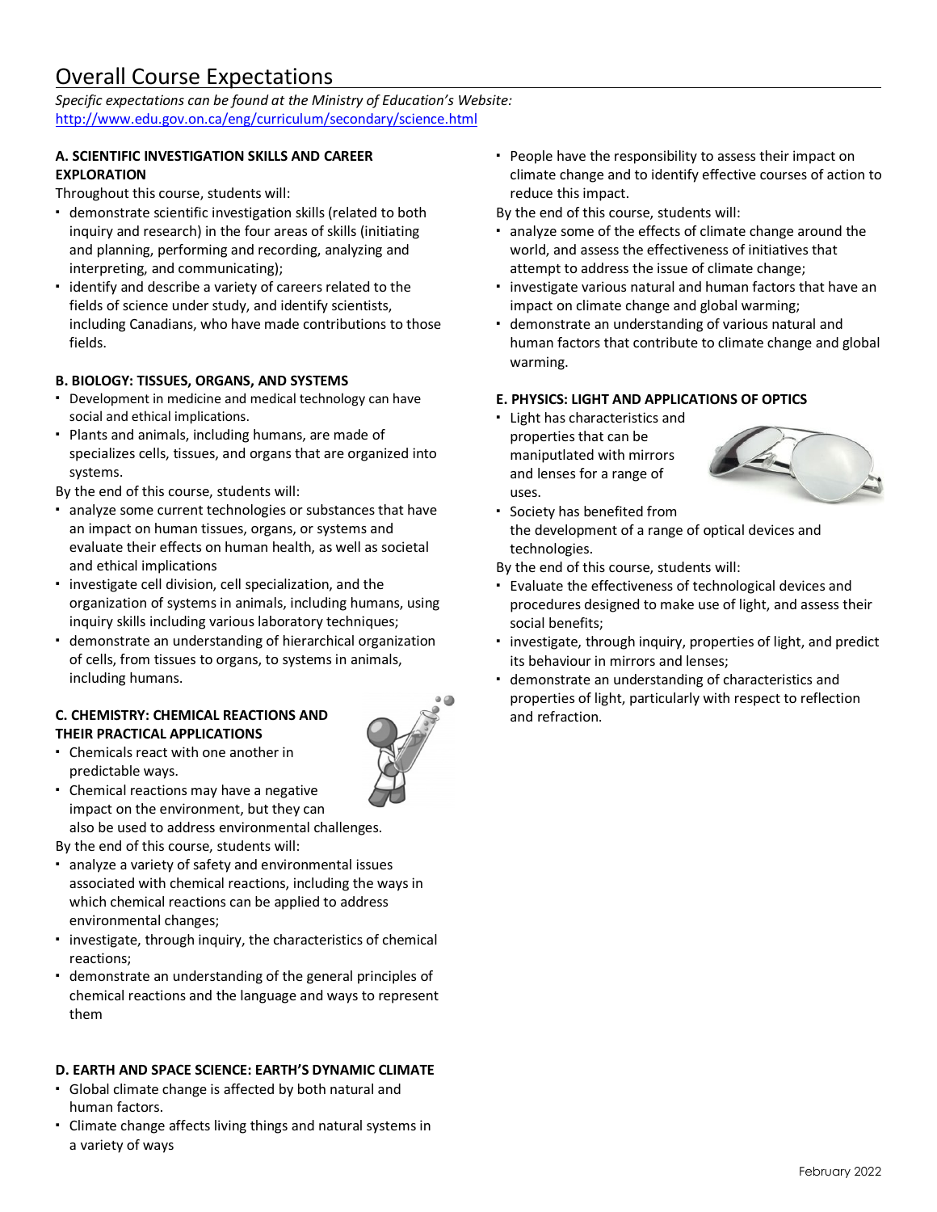# Overall Course Expectations

*Specific expectations can be found at the Ministry of Education's Website:*
http://www.edu.gov.on.ca/eng/curriculum/secondary/science.html

**A. SCIENTIFIC INVESTIGATION SKILLS AND CAREER EXPLORATION**

Throughout this course, students will:

- demonstrate scientific investigation skills (related to both inquiry and research) in the four areas of skills (initiating and planning, performing and recording, analyzing and interpreting, and communicating);
- identify and describe a variety of careers related to the fields of science under study, and identify scientists, including Canadians, who have made contributions to those fields.

**B. BIOLOGY: TISSUES, ORGANS, AND SYSTEMS**

- Development in medicine and medical technology can have social and ethical implications.
- Plants and animals, including humans, are made of specializes cells, tissues, and organs that are organized into systems.

By the end of this course, students will:

- analyze some current technologies or substances that have an impact on human tissues, organs, or systems and evaluate their effects on human health, as well as societal and ethical implications
- investigate cell division, cell specialization, and the organization of systems in animals, including humans, using inquiry skills including various laboratory techniques;
- demonstrate an understanding of hierarchical organization of cells, from tissues to organs, to systems in animals, including humans.

**C. CHEMISTRY: CHEMICAL REACTIONS AND THEIR PRACTICAL APPLICATIONS**

- Chemicals react with one another in predictable ways.
- Chemical reactions may have a negative impact on the environment, but they can also be used to address environmental challenges.

By the end of this course, students will:

- analyze a variety of safety and environmental issues associated with chemical reactions, including the ways in which chemical reactions can be applied to address environmental changes;
- investigate, through inquiry, the characteristics of chemical reactions;
- demonstrate an understanding of the general principles of chemical reactions and the language and ways to represent them

**D. EARTH AND SPACE SCIENCE: EARTH'S DYNAMIC CLIMATE**

- Global climate change is affected by both natural and human factors.
- Climate change affects living things and natural systems in a variety of ways
- People have the responsibility to assess their impact on climate change and to identify effective courses of action to reduce this impact.

By the end of this course, students will:

- analyze some of the effects of climate change around the world, and assess the effectiveness of initiatives that attempt to address the issue of climate change;
- investigate various natural and human factors that have an impact on climate change and global warming;
- demonstrate an understanding of various natural and human factors that contribute to climate change and global warming.

**E. PHYSICS: LIGHT AND APPLICATIONS OF OPTICS**

- Light has characteristics and properties that can be maniputlated with mirrors and lenses for a range of uses.
- Society has benefited from the development of a range of optical devices and technologies.

By the end of this course, students will:

- Evaluate the effectiveness of technological devices and procedures designed to make use of light, and assess their social benefits;
- investigate, through inquiry, properties of light, and predict its behaviour in mirrors and lenses;
- demonstrate an understanding of characteristics and properties of light, particularly with respect to reflection and refraction.